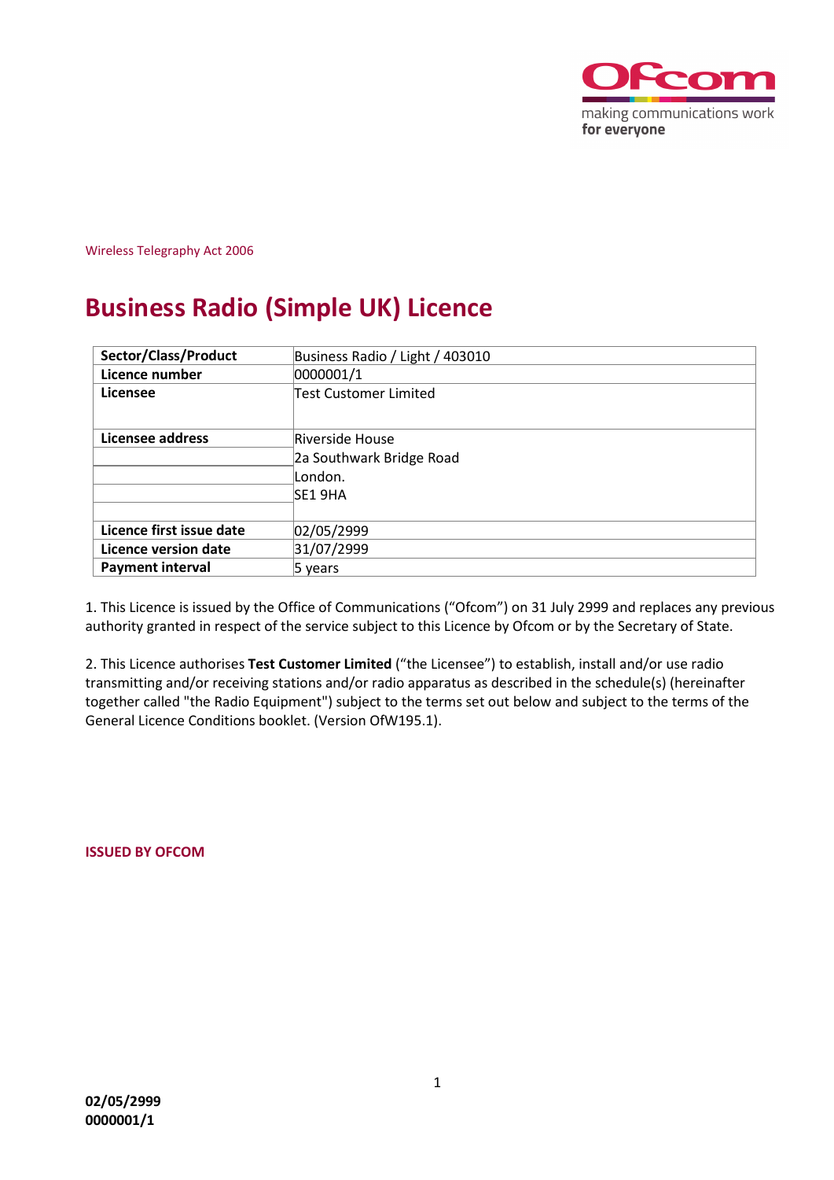Wireless Telegraphy Act 2006

# Business Radio (Simple UK) Licence

| Sector/Class/Product | Business Radio / Light / 403010 |
|---|---|
| Licence number | 0000001/1 |
| Licensee | Test Customer Limited |
| Licensee address | Riverside House<br>2a Southwark Bridge Road<br>London.<br>SE1 9HA |
| Licence first issue date | 02/05/2999 |
| Licence version date | 31/07/2999 |
| Payment interval | 5 years |

1. This Licence is issued by the Office of Communications ("Ofcom") on 31 July 2999 and replaces any previous authority granted in respect of the service subject to this Licence by Ofcom or by the Secretary of State.

2. This Licence authorises **Test Customer Limited** ("the Licensee") to establish, install and/or use radio transmitting and/or receiving stations and/or radio apparatus as described in the schedule(s) (hereinafter together called "the Radio Equipment") subject to the terms set out below and subject to the terms of the General Licence Conditions booklet. (Version OfW195.1).

**ISSUED BY OFCOM**

**02/05/2999**
**0000001/1**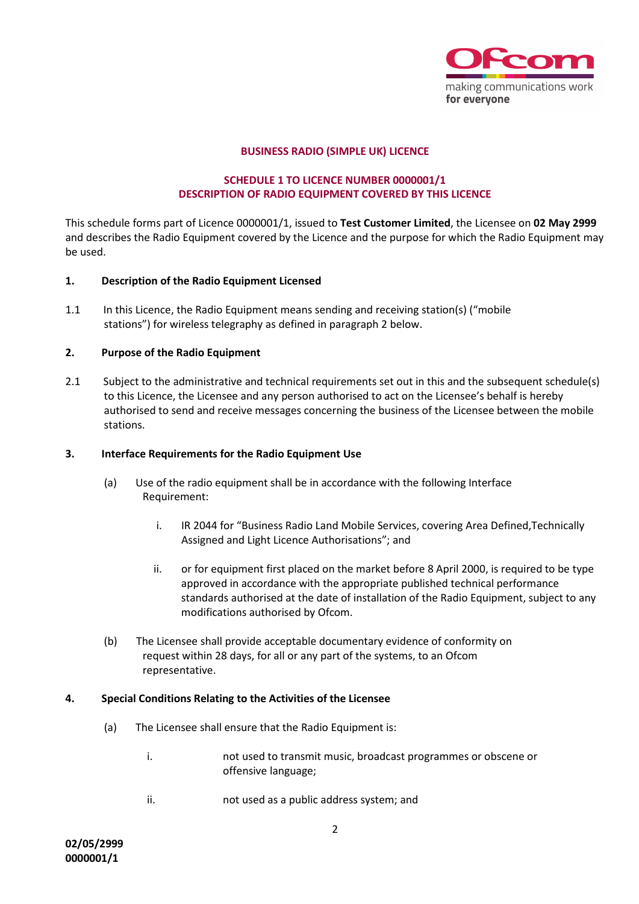**BUSINESS RADIO (SIMPLE UK) LICENCE**

**SCHEDULE 1 TO LICENCE NUMBER 0000001/1**
**DESCRIPTION OF RADIO EQUIPMENT COVERED BY THIS LICENCE**

This schedule forms part of Licence 0000001/1, issued to **Test Customer Limited**, the Licensee on **02 May 2999** and describes the Radio Equipment covered by the Licence and the purpose for which the Radio Equipment may be used.

## 1. Description of the Radio Equipment Licensed

1.1 In this Licence, the Radio Equipment means sending and receiving station(s) ("mobile stations") for wireless telegraphy as defined in paragraph 2 below.

## 2. Purpose of the Radio Equipment

2.1 Subject to the administrative and technical requirements set out in this and the subsequent schedule(s) to this Licence, the Licensee and any person authorised to act on the Licensee's behalf is hereby authorised to send and receive messages concerning the business of the Licensee between the mobile stations.

## 3. Interface Requirements for the Radio Equipment Use

(a) Use of the radio equipment shall be in accordance with the following Interface Requirement:

i. IR 2044 for "Business Radio Land Mobile Services, covering Area Defined,Technically Assigned and Light Licence Authorisations"; and

ii. or for equipment first placed on the market before 8 April 2000, is required to be type approved in accordance with the appropriate published technical performance standards authorised at the date of installation of the Radio Equipment, subject to any modifications authorised by Ofcom.

(b) The Licensee shall provide acceptable documentary evidence of conformity on request within 28 days, for all or any part of the systems, to an Ofcom representative.

## 4. Special Conditions Relating to the Activities of the Licensee

(a) The Licensee shall ensure that the Radio Equipment is:

i. not used to transmit music, broadcast programmes or obscene or offensive language;

ii. not used as a public address system; and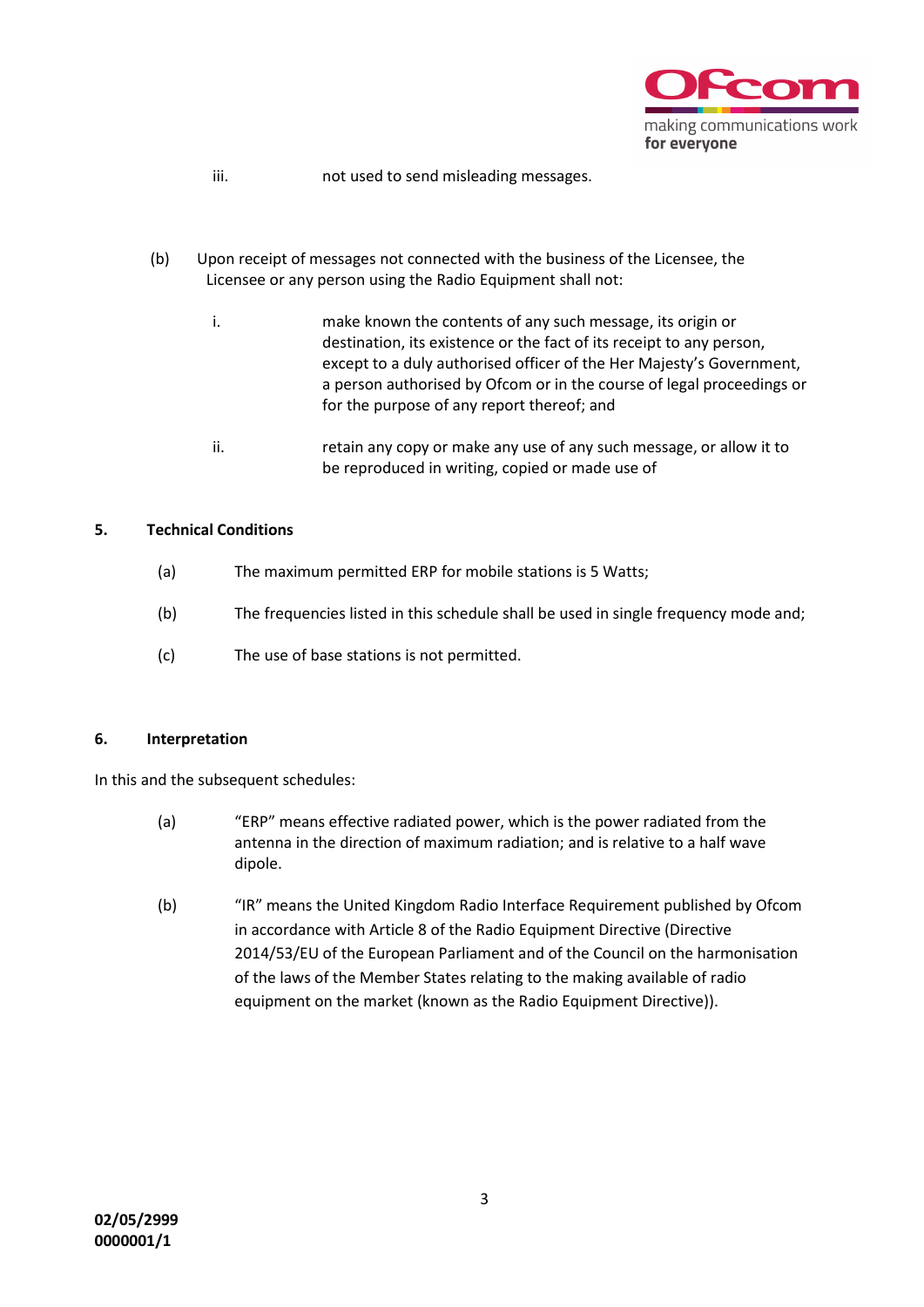iii. not used to send misleading messages.

(b) Upon receipt of messages not connected with the business of the Licensee, the Licensee or any person using the Radio Equipment shall not:

i. make known the contents of any such message, its origin or destination, its existence or the fact of its receipt to any person, except to a duly authorised officer of the Her Majesty's Government, a person authorised by Ofcom or in the course of legal proceedings or for the purpose of any report thereof; and

ii. retain any copy or make any use of any such message, or allow it to be reproduced in writing, copied or made use of

## 5. Technical Conditions

(a) The maximum permitted ERP for mobile stations is 5 Watts;

(b) The frequencies listed in this schedule shall be used in single frequency mode and;

(c) The use of base stations is not permitted.

## 6. Interpretation

In this and the subsequent schedules:

(a) "ERP" means effective radiated power, which is the power radiated from the antenna in the direction of maximum radiation; and is relative to a half wave dipole.

(b) "IR" means the United Kingdom Radio Interface Requirement published by Ofcom in accordance with Article 8 of the Radio Equipment Directive (Directive 2014/53/EU of the European Parliament and of the Council on the harmonisation of the laws of the Member States relating to the making available of radio equipment on the market (known as the Radio Equipment Directive)).

**02/05/2999**
**0000001/1**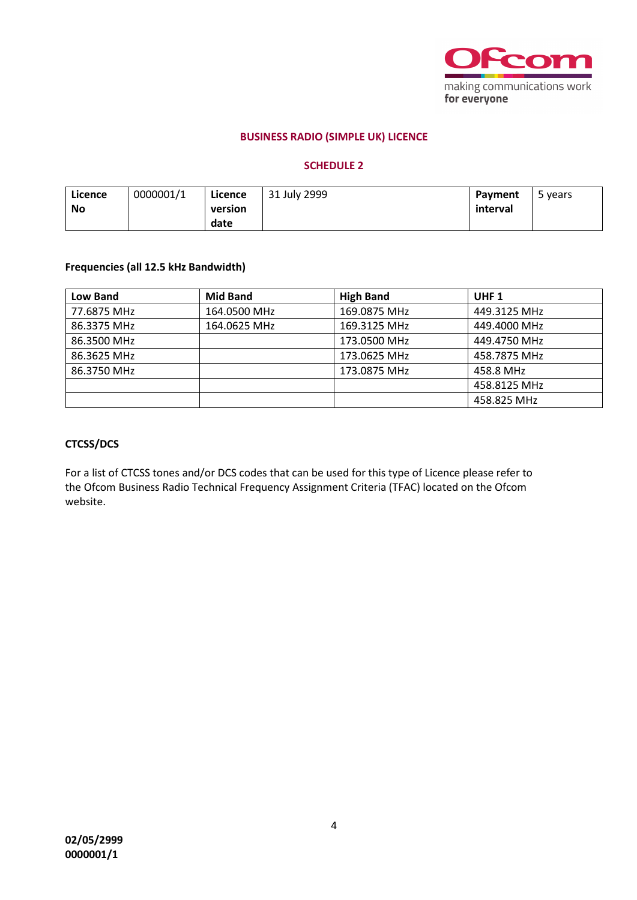**BUSINESS RADIO (SIMPLE UK) LICENCE**

**SCHEDULE 2**

| **Licence No** | 0000001/1 | **Licence version date** | 31 July 2999 | **Payment interval** | 5 years |
|---|---|---|---|---|---|

**Frequencies (all 12.5 kHz Bandwidth)**

| **Low Band** | **Mid Band** | **High Band** | **UHF 1** |
|---|---|---|---|
| 77.6875 MHz | 164.0500 MHz | 169.0875 MHz | 449.3125 MHz |
| 86.3375 MHz | 164.0625 MHz | 169.3125 MHz | 449.4000 MHz |
| 86.3500 MHz | | 173.0500 MHz | 449.4750 MHz |
| 86.3625 MHz | | 173.0625 MHz | 458.7875 MHz |
| 86.3750 MHz | | 173.0875 MHz | 458.8 MHz |
| | | | 458.8125 MHz |
| | | | 458.825 MHz |

**CTCSS/DCS**

For a list of CTCSS tones and/or DCS codes that can be used for this type of Licence please refer to the Ofcom Business Radio Technical Frequency Assignment Criteria (TFAC) located on the Ofcom website.

**02/05/2999**
**0000001/1**